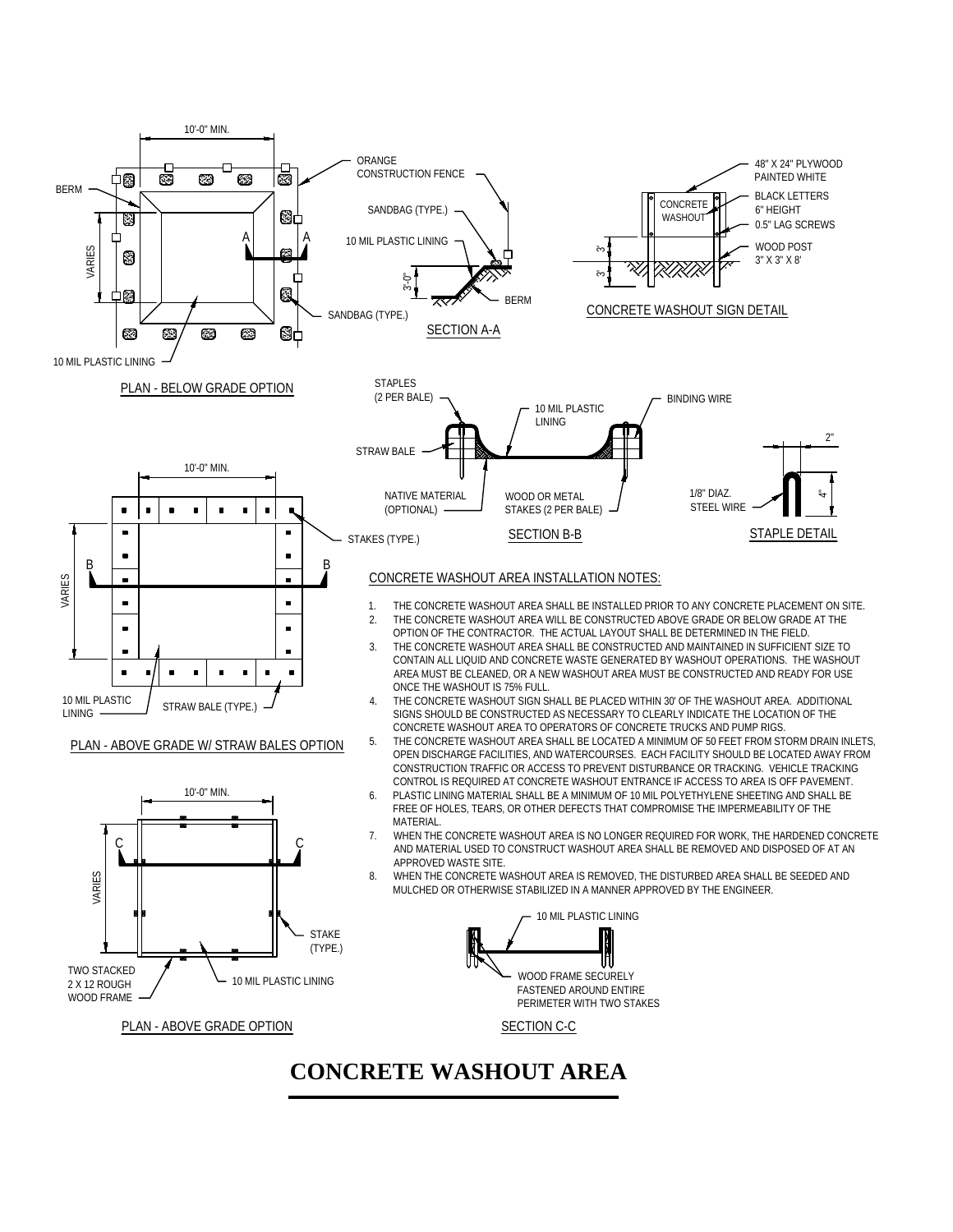10'-0" MIN.

BERM

VARIES

A A

ORANGE CONSTRUCTION FENCE

SANDBAG (TYPE.)

10 MIL PLASTIC LINING

3'-0"

BERM

SANDBAG (TYPE.)

SECTION A-A

10 MIL PLASTIC LINING

PLAN - BELOW GRADE OPTION

48" X 24" PLYWOOD PAINTED WHITE

CONCRETE WASHOUT

BLACK LETTERS 6" HEIGHT

0.5" LAG SCREWS

3'

3'

WOOD POST 3" X 3" X 8'

CONCRETE WASHOUT SIGN DETAIL

STAPLES (2 PER BALE)

10 MIL PLASTIC LINING

BINDING WIRE

STRAW BALE

NATIVE MATERIAL (OPTIONAL)

WOOD OR METAL STAKES (2 PER BALE)

SECTION B-B

2"

4"

1/8" DIAZ. STEEL WIRE

STAPLE DETAIL

10'-0" MIN.

STAKES (TYPE.)

B B

VARIES

10 MIL PLASTIC LINING

STRAW BALE (TYPE.)

PLAN - ABOVE GRADE W/ STRAW BALES OPTION

CONCRETE WASHOUT AREA INSTALLATION NOTES:

1. THE CONCRETE WASHOUT AREA SHALL BE INSTALLED PRIOR TO ANY CONCRETE PLACEMENT ON SITE.
2. THE CONCRETE WASHOUT AREA WILL BE CONSTRUCTED ABOVE GRADE OR BELOW GRADE AT THE OPTION OF THE CONTRACTOR. THE ACTUAL LAYOUT SHALL BE DETERMINED IN THE FIELD.
3. THE CONCRETE WASHOUT AREA SHALL BE CONSTRUCTED AND MAINTAINED IN SUFFICIENT SIZE TO CONTAIN ALL LIQUID AND CONCRETE WASTE GENERATED BY WASHOUT OPERATIONS. THE WASHOUT AREA MUST BE CLEANED, OR A NEW WASHOUT AREA MUST BE CONSTRUCTED AND READY FOR USE ONCE THE WASHOUT IS 75% FULL.
4. THE CONCRETE WASHOUT SIGN SHALL BE PLACED WITHIN 30' OF THE WASHOUT AREA. ADDITIONAL SIGNS SHOULD BE CONSTRUCTED AS NECESSARY TO CLEARLY INDICATE THE LOCATION OF THE CONCRETE WASHOUT AREA TO OPERATORS OF CONCRETE TRUCKS AND PUMP RIGS.
5. THE CONCRETE WASHOUT AREA SHALL BE LOCATED A MINIMUM OF 50 FEET FROM STORM DRAIN INLETS, OPEN DISCHARGE FACILITIES, AND WATERCOURSES. EACH FACILITY SHOULD BE LOCATED AWAY FROM CONSTRUCTION TRAFFIC OR ACCESS TO PREVENT DISTURBANCE OR TRACKING. VEHICLE TRACKING CONTROL IS REQUIRED AT CONCRETE WASHOUT ENTRANCE IF ACCESS TO AREA IS OFF PAVEMENT.
6. PLASTIC LINING MATERIAL SHALL BE A MINIMUM OF 10 MIL POLYETHYLENE SHEETING AND SHALL BE FREE OF HOLES, TEARS, OR OTHER DEFECTS THAT COMPROMISE THE IMPERMEABILITY OF THE MATERIAL.
7. WHEN THE CONCRETE WASHOUT AREA IS NO LONGER REQUIRED FOR WORK, THE HARDENED CONCRETE AND MATERIAL USED TO CONSTRUCT WASHOUT AREA SHALL BE REMOVED AND DISPOSED OF AT AN APPROVED WASTE SITE.
8. WHEN THE CONCRETE WASHOUT AREA IS REMOVED, THE DISTURBED AREA SHALL BE SEEDED AND MULCHED OR OTHERWISE STABILIZED IN A MANNER APPROVED BY THE ENGINEER.

10'-0" MIN.

C C

VARIES

STAKE (TYPE.)

TWO STACKED 2 X 12 ROUGH WOOD FRAME

10 MIL PLASTIC LINING

PLAN - ABOVE GRADE OPTION

10 MIL PLASTIC LINING

WOOD FRAME SECURELY FASTENED AROUND ENTIRE PERIMETER WITH TWO STAKES

SECTION C-C

# CONCRETE WASHOUT AREA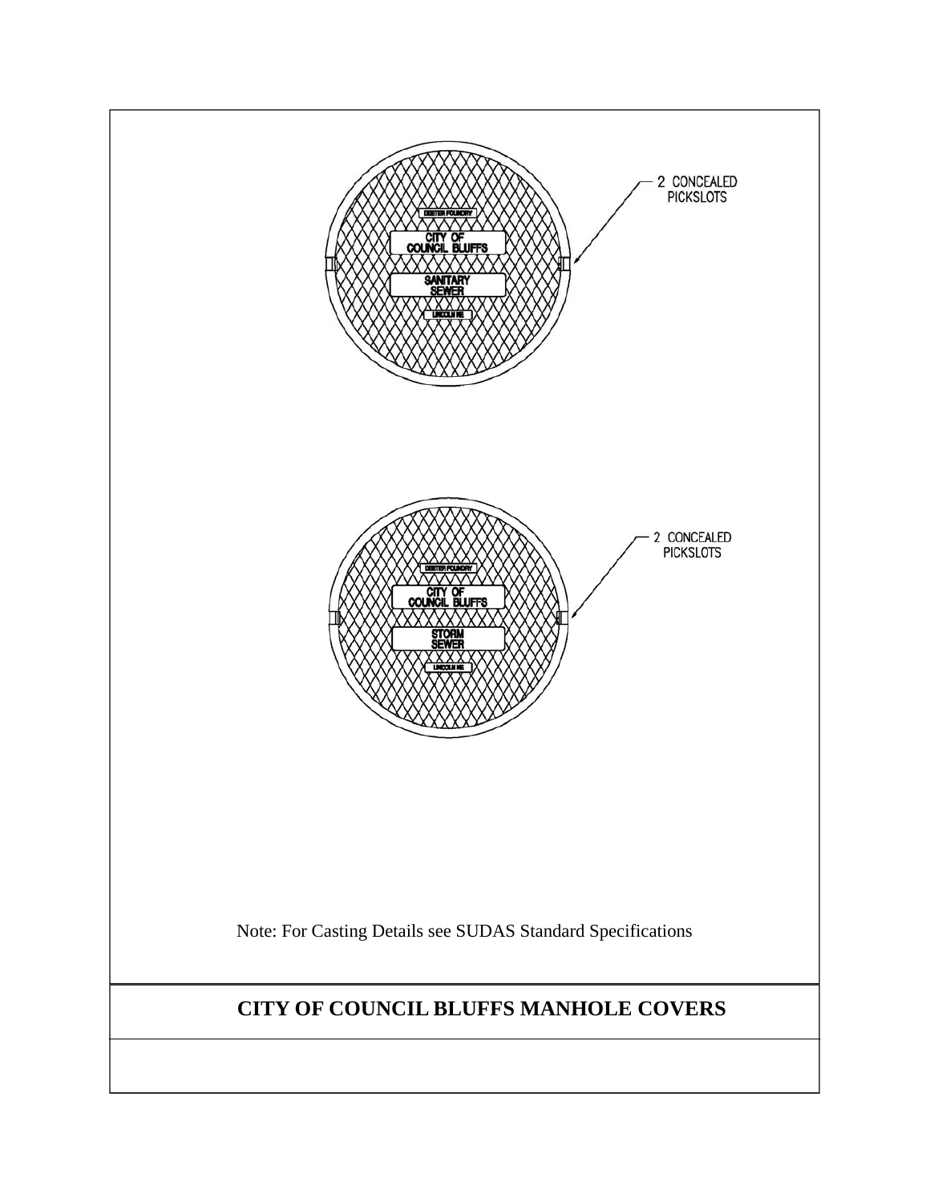DEETER FOUNDRY

CITY OF COUNCIL BLUFFS

SANITARY SEWER

LINCOLN NE

2 CONCEALED PICKSLOTS

DEETER FOUNDRY

CITY OF COUNCIL BLUFFS

STORM SEWER

LINCOLN NE

2 CONCEALED PICKSLOTS

Note: For Casting Details see SUDAS Standard Specifications

**CITY OF COUNCIL BLUFFS MANHOLE COVERS**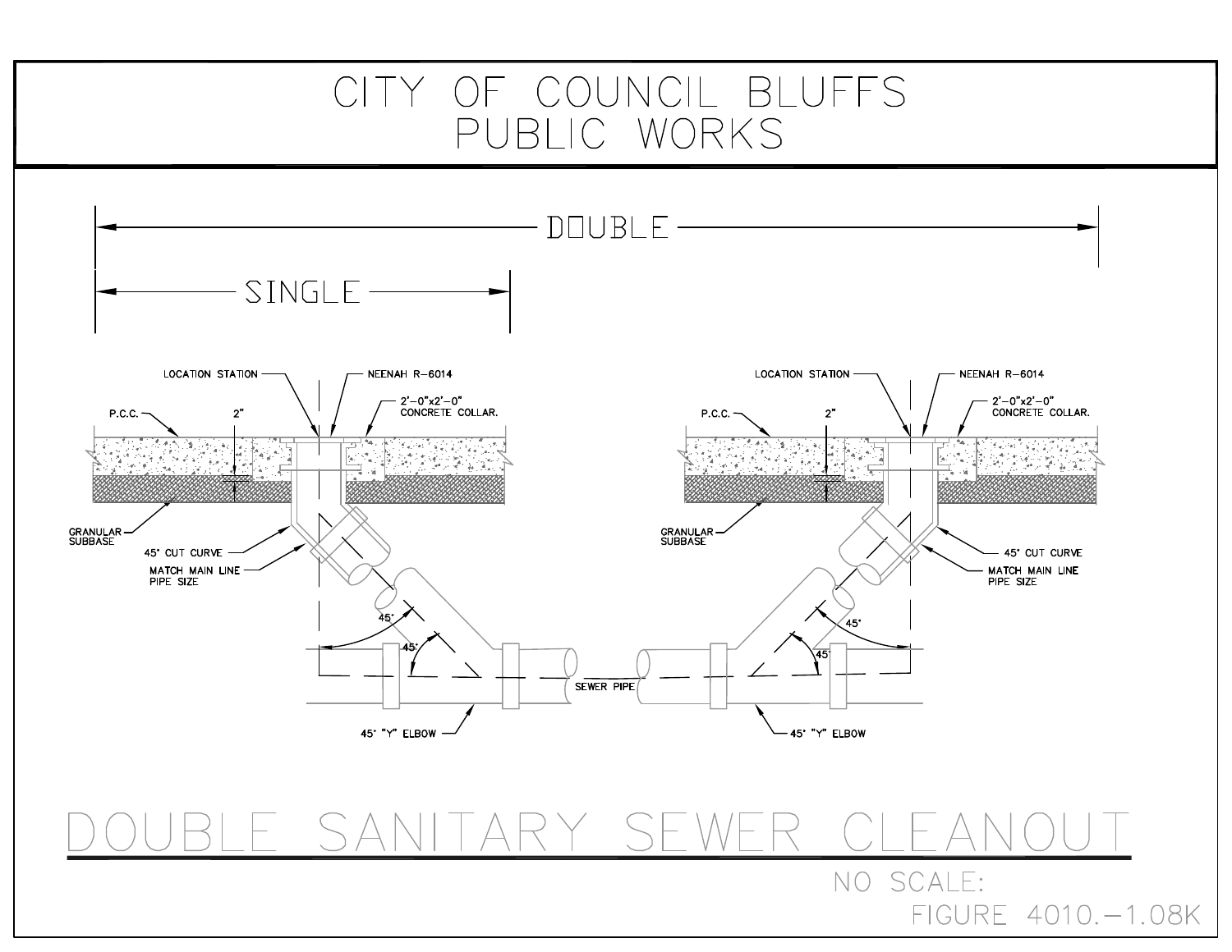# CITY OF COUNCIL BLUFFS
# PUBLIC WORKS

DOUBLE

SINGLE

LOCATION STATION

NEENAH R-6014

2'-0"x2'-0" CONCRETE COLLAR.

P.C.C.

2"

GRANULAR SUBBASE

45° CUT CURVE

MATCH MAIN LINE PIPE SIZE

45°

45°

SEWER PIPE

45° "Y" ELBOW

LOCATION STATION

NEENAH R-6014

2'-0"x2'-0" CONCRETE COLLAR.

P.C.C.

2"

GRANULAR SUBBASE

45° CUT CURVE

MATCH MAIN LINE PIPE SIZE

45°

45°

45° "Y" ELBOW

## DOUBLE SANITARY SEWER CLEANOUT

NO SCALE:

FIGURE 4010.-1.08K